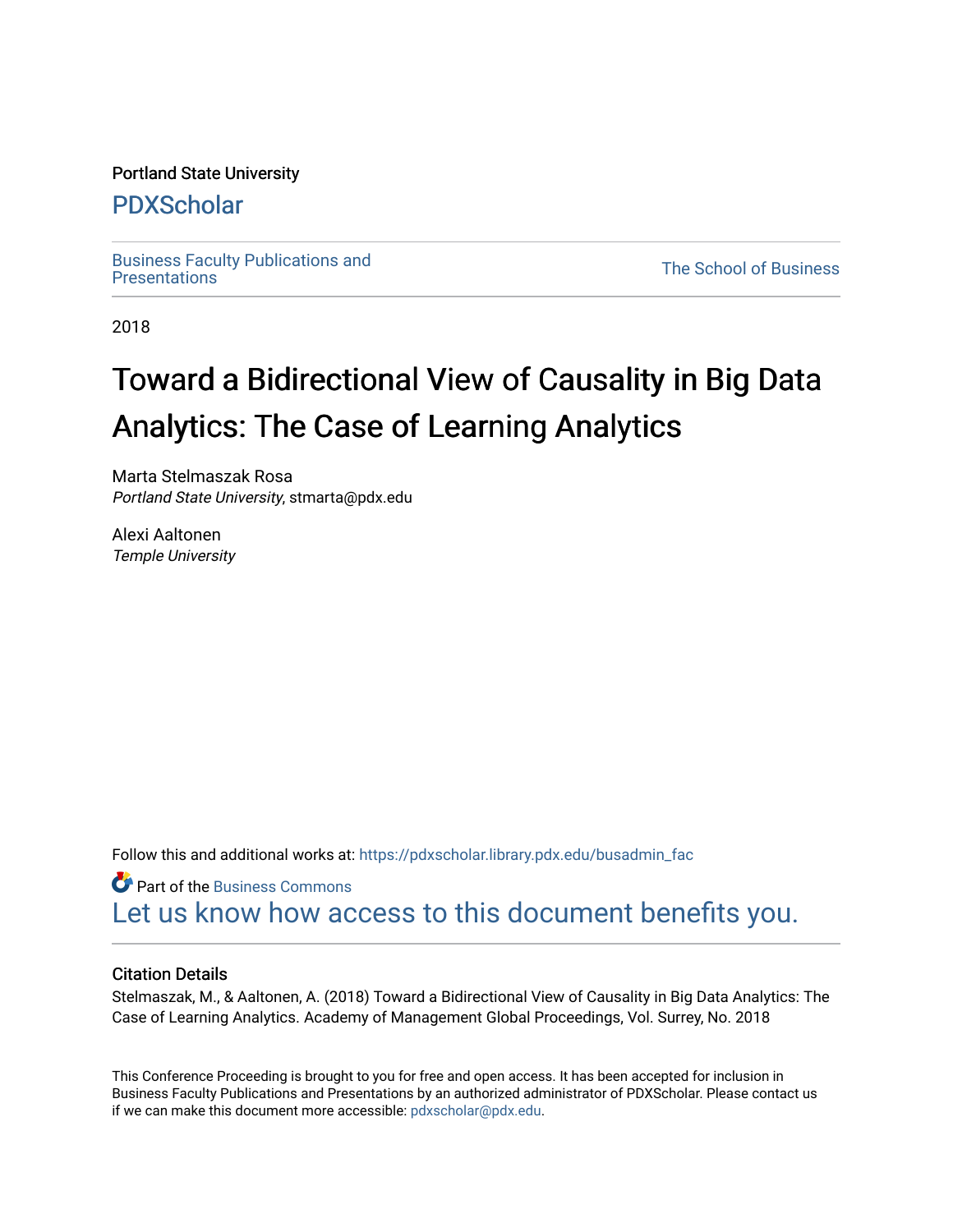Portland State University

# PDXScholar

Business Faculty Publications and Presentations

The School of Business

2018

# Toward a Bidirectional View of Causality in Big Data Analytics: The Case of Learning Analytics

Marta Stelmaszak Rosa
*Portland State University*, stmarta@pdx.edu

Alexi Aaltonen
*Temple University*

Follow this and additional works at: https://pdxscholar.library.pdx.edu/busadmin_fac

Part of the Business Commons

Let us know how access to this document benefits you.

### Citation Details

Stelmaszak, M., & Aaltonen, A. (2018) Toward a Bidirectional View of Causality in Big Data Analytics: The Case of Learning Analytics. Academy of Management Global Proceedings, Vol. Surrey, No. 2018

This Conference Proceeding is brought to you for free and open access. It has been accepted for inclusion in Business Faculty Publications and Presentations by an authorized administrator of PDXScholar. Please contact us if we can make this document more accessible: pdxscholar@pdx.edu.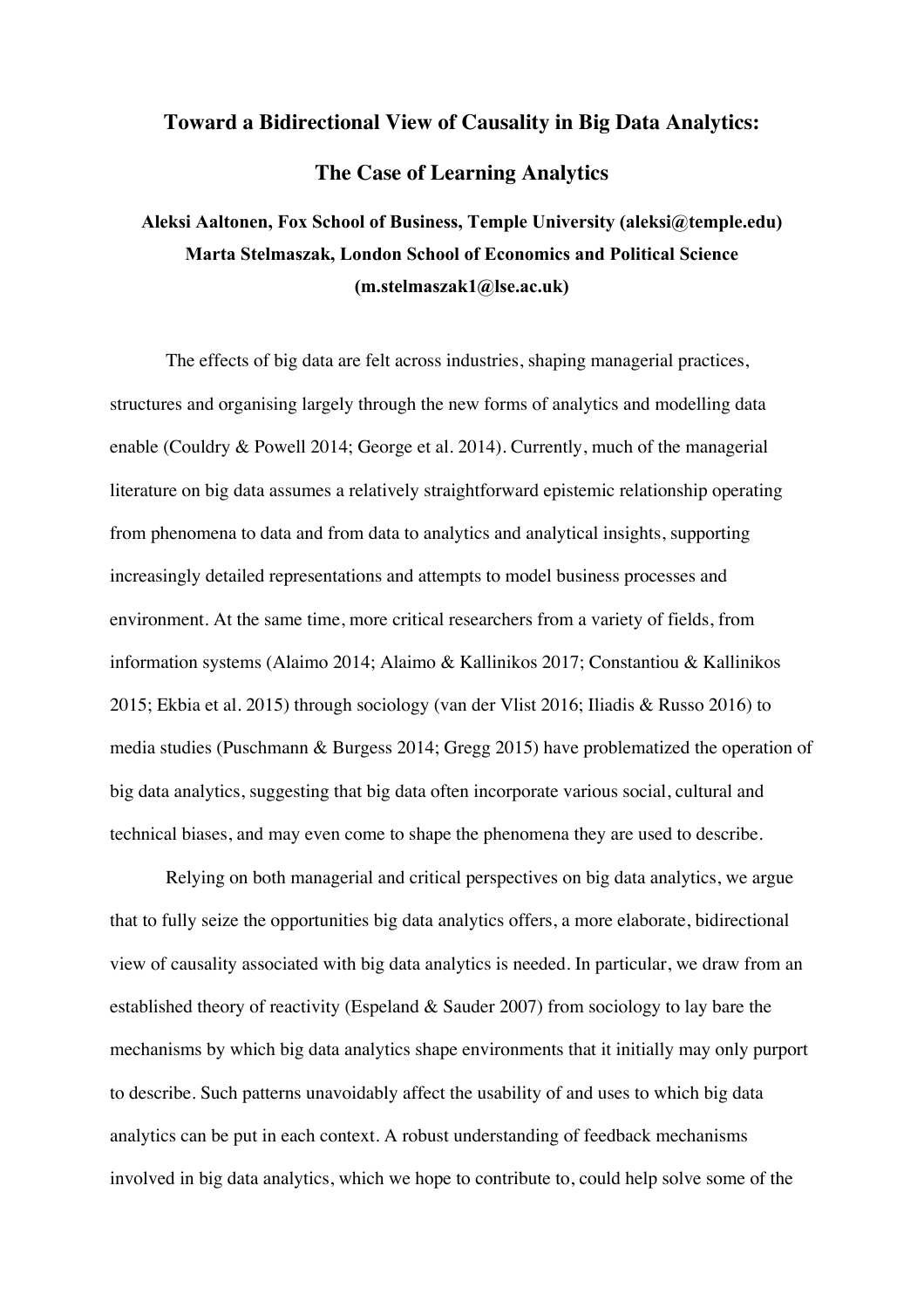# Toward a Bidirectional View of Causality in Big Data Analytics: The Case of Learning Analytics

**Aleksi Aaltonen, Fox School of Business, Temple University (aleksi@temple.edu)**
**Marta Stelmaszak, London School of Economics and Political Science (m.stelmaszak1@lse.ac.uk)**

The effects of big data are felt across industries, shaping managerial practices, structures and organising largely through the new forms of analytics and modelling data enable (Couldry & Powell 2014; George et al. 2014). Currently, much of the managerial literature on big data assumes a relatively straightforward epistemic relationship operating from phenomena to data and from data to analytics and analytical insights, supporting increasingly detailed representations and attempts to model business processes and environment. At the same time, more critical researchers from a variety of fields, from information systems (Alaimo 2014; Alaimo & Kallinikos 2017; Constantiou & Kallinikos 2015; Ekbia et al. 2015) through sociology (van der Vlist 2016; Iliadis & Russo 2016) to media studies (Puschmann & Burgess 2014; Gregg 2015) have problematized the operation of big data analytics, suggesting that big data often incorporate various social, cultural and technical biases, and may even come to shape the phenomena they are used to describe.

Relying on both managerial and critical perspectives on big data analytics, we argue that to fully seize the opportunities big data analytics offers, a more elaborate, bidirectional view of causality associated with big data analytics is needed. In particular, we draw from an established theory of reactivity (Espeland & Sauder 2007) from sociology to lay bare the mechanisms by which big data analytics shape environments that it initially may only purport to describe. Such patterns unavoidably affect the usability of and uses to which big data analytics can be put in each context. A robust understanding of feedback mechanisms involved in big data analytics, which we hope to contribute to, could help solve some of the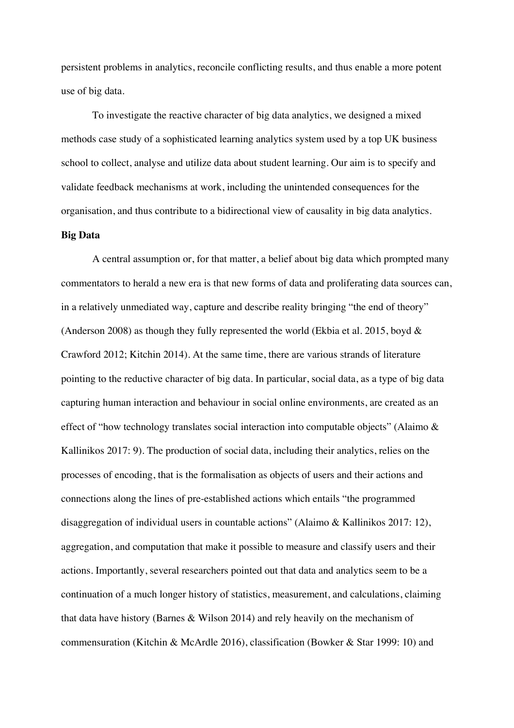persistent problems in analytics, reconcile conflicting results, and thus enable a more potent use of big data.

To investigate the reactive character of big data analytics, we designed a mixed methods case study of a sophisticated learning analytics system used by a top UK business school to collect, analyse and utilize data about student learning. Our aim is to specify and validate feedback mechanisms at work, including the unintended consequences for the organisation, and thus contribute to a bidirectional view of causality in big data analytics.

## Big Data

A central assumption or, for that matter, a belief about big data which prompted many commentators to herald a new era is that new forms of data and proliferating data sources can, in a relatively unmediated way, capture and describe reality bringing "the end of theory" (Anderson 2008) as though they fully represented the world (Ekbia et al. 2015, boyd & Crawford 2012; Kitchin 2014). At the same time, there are various strands of literature pointing to the reductive character of big data. In particular, social data, as a type of big data capturing human interaction and behaviour in social online environments, are created as an effect of "how technology translates social interaction into computable objects" (Alaimo & Kallinikos 2017: 9). The production of social data, including their analytics, relies on the processes of encoding, that is the formalisation as objects of users and their actions and connections along the lines of pre-established actions which entails "the programmed disaggregation of individual users in countable actions" (Alaimo & Kallinikos 2017: 12), aggregation, and computation that make it possible to measure and classify users and their actions. Importantly, several researchers pointed out that data and analytics seem to be a continuation of a much longer history of statistics, measurement, and calculations, claiming that data have history (Barnes & Wilson 2014) and rely heavily on the mechanism of commensuration (Kitchin & McArdle 2016), classification (Bowker & Star 1999: 10) and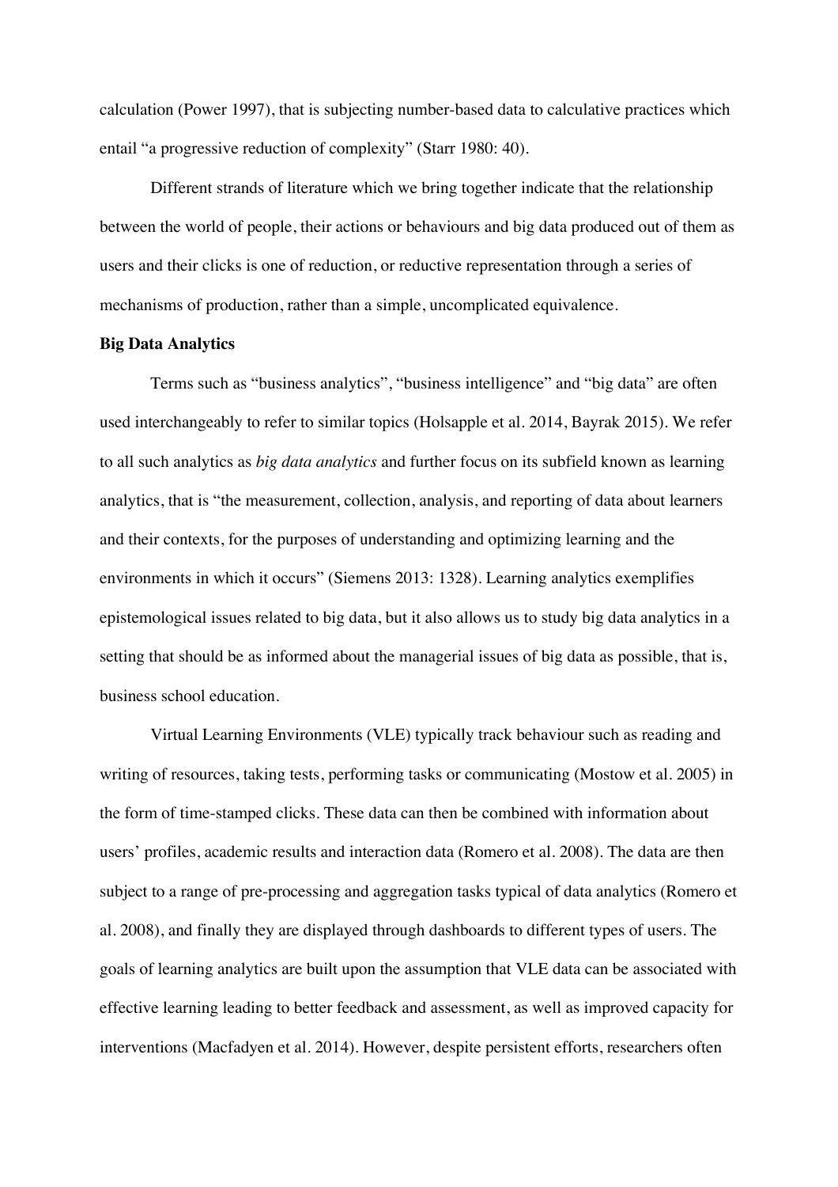calculation (Power 1997), that is subjecting number-based data to calculative practices which entail "a progressive reduction of complexity" (Starr 1980: 40).

Different strands of literature which we bring together indicate that the relationship between the world of people, their actions or behaviours and big data produced out of them as users and their clicks is one of reduction, or reductive representation through a series of mechanisms of production, rather than a simple, uncomplicated equivalence.

**Big Data Analytics**

Terms such as "business analytics", "business intelligence" and "big data" are often used interchangeably to refer to similar topics (Holsapple et al. 2014, Bayrak 2015). We refer to all such analytics as *big data analytics* and further focus on its subfield known as learning analytics, that is "the measurement, collection, analysis, and reporting of data about learners and their contexts, for the purposes of understanding and optimizing learning and the environments in which it occurs" (Siemens 2013: 1328). Learning analytics exemplifies epistemological issues related to big data, but it also allows us to study big data analytics in a setting that should be as informed about the managerial issues of big data as possible, that is, business school education.

Virtual Learning Environments (VLE) typically track behaviour such as reading and writing of resources, taking tests, performing tasks or communicating (Mostow et al. 2005) in the form of time-stamped clicks. These data can then be combined with information about users' profiles, academic results and interaction data (Romero et al. 2008). The data are then subject to a range of pre-processing and aggregation tasks typical of data analytics (Romero et al. 2008), and finally they are displayed through dashboards to different types of users. The goals of learning analytics are built upon the assumption that VLE data can be associated with effective learning leading to better feedback and assessment, as well as improved capacity for interventions (Macfadyen et al. 2014). However, despite persistent efforts, researchers often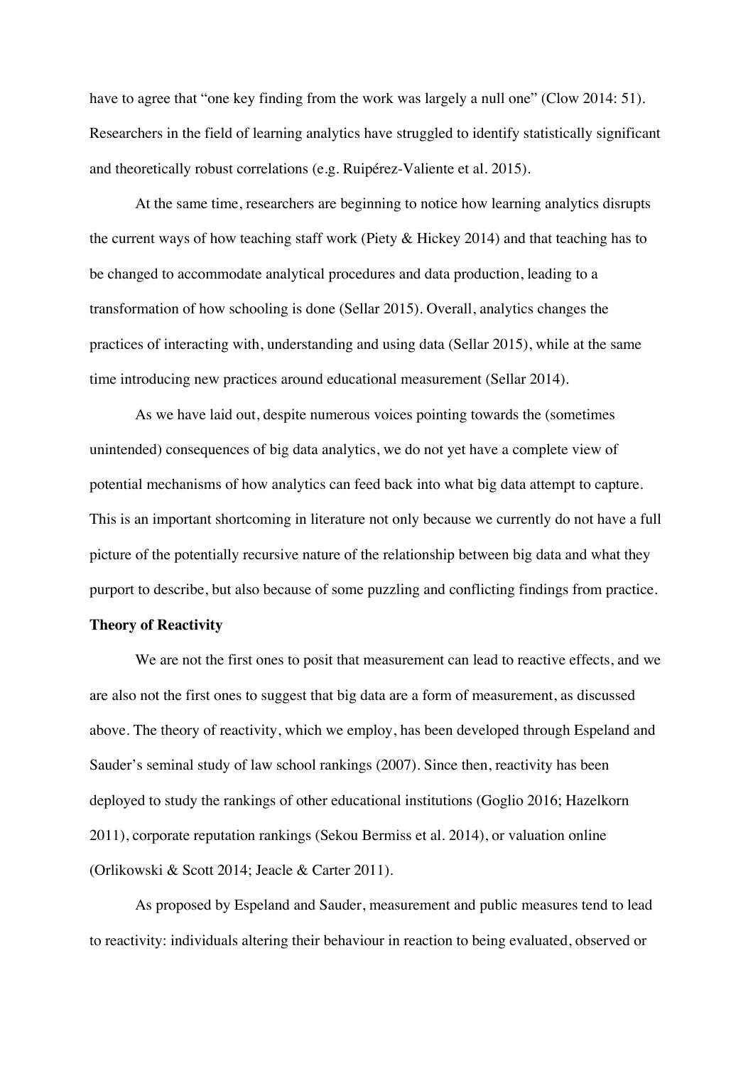have to agree that "one key finding from the work was largely a null one" (Clow 2014: 51). Researchers in the field of learning analytics have struggled to identify statistically significant and theoretically robust correlations (e.g. Ruipérez-Valiente et al. 2015).

At the same time, researchers are beginning to notice how learning analytics disrupts the current ways of how teaching staff work (Piety & Hickey 2014) and that teaching has to be changed to accommodate analytical procedures and data production, leading to a transformation of how schooling is done (Sellar 2015). Overall, analytics changes the practices of interacting with, understanding and using data (Sellar 2015), while at the same time introducing new practices around educational measurement (Sellar 2014).

As we have laid out, despite numerous voices pointing towards the (sometimes unintended) consequences of big data analytics, we do not yet have a complete view of potential mechanisms of how analytics can feed back into what big data attempt to capture. This is an important shortcoming in literature not only because we currently do not have a full picture of the potentially recursive nature of the relationship between big data and what they purport to describe, but also because of some puzzling and conflicting findings from practice.

**Theory of Reactivity**

We are not the first ones to posit that measurement can lead to reactive effects, and we are also not the first ones to suggest that big data are a form of measurement, as discussed above. The theory of reactivity, which we employ, has been developed through Espeland and Sauder's seminal study of law school rankings (2007). Since then, reactivity has been deployed to study the rankings of other educational institutions (Goglio 2016; Hazelkorn 2011), corporate reputation rankings (Sekou Bermiss et al. 2014), or valuation online (Orlikowski & Scott 2014; Jeacle & Carter 2011).

As proposed by Espeland and Sauder, measurement and public measures tend to lead to reactivity: individuals altering their behaviour in reaction to being evaluated, observed or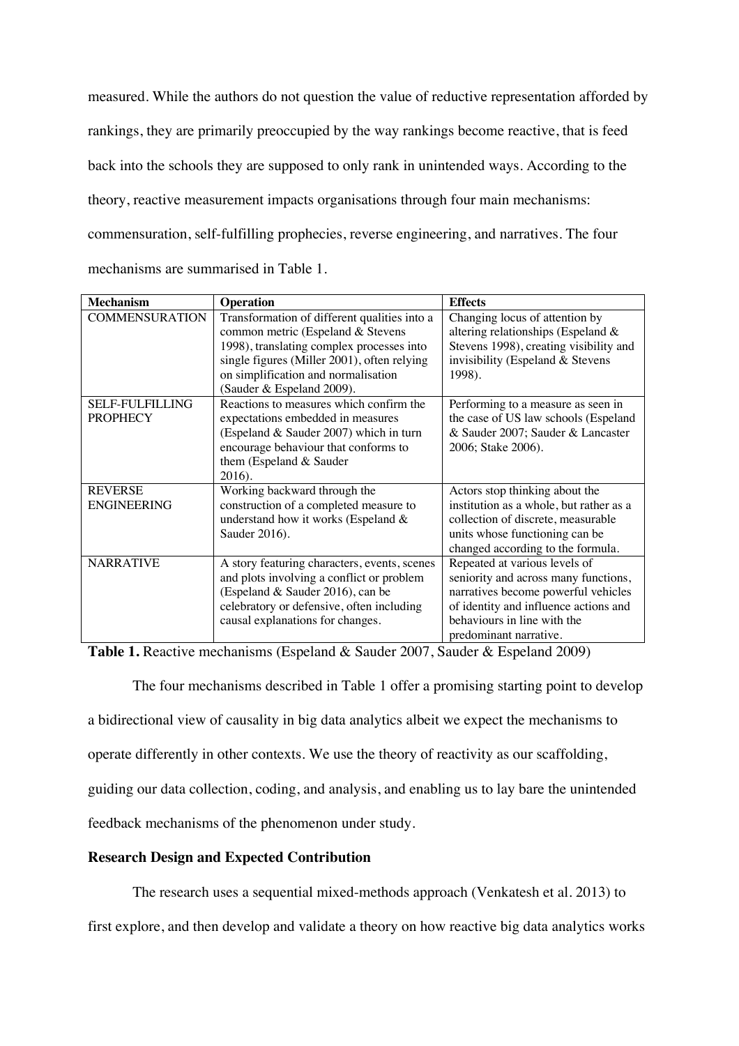measured. While the authors do not question the value of reductive representation afforded by rankings, they are primarily preoccupied by the way rankings become reactive, that is feed back into the schools they are supposed to only rank in unintended ways. According to the theory, reactive measurement impacts organisations through four main mechanisms: commensuration, self-fulfilling prophecies, reverse engineering, and narratives. The four mechanisms are summarised in Table 1.

| Mechanism | Operation | Effects |
|---|---|---|
| COMMENSURATION | Transformation of different qualities into a common metric (Espeland & Stevens 1998), translating complex processes into single figures (Miller 2001), often relying on simplification and normalisation (Sauder & Espeland 2009). | Changing locus of attention by altering relationships (Espeland & Stevens 1998), creating visibility and invisibility (Espeland & Stevens 1998). |
| SELF-FULFILLING PROPHECY | Reactions to measures which confirm the expectations embedded in measures (Espeland & Sauder 2007) which in turn encourage behaviour that conforms to them (Espeland & Sauder 2016). | Performing to a measure as seen in the case of US law schools (Espeland & Sauder 2007; Sauder & Lancaster 2006; Stake 2006). |
| REVERSE ENGINEERING | Working backward through the construction of a completed measure to understand how it works (Espeland & Sauder 2016). | Actors stop thinking about the institution as a whole, but rather as a collection of discrete, measurable units whose functioning can be changed according to the formula. |
| NARRATIVE | A story featuring characters, events, scenes and plots involving a conflict or problem (Espeland & Sauder 2016), can be celebratory or defensive, often including causal explanations for changes. | Repeated at various levels of seniority and across many functions, narratives become powerful vehicles of identity and influence actions and behaviours in line with the predominant narrative. |

**Table 1.** Reactive mechanisms (Espeland & Sauder 2007, Sauder & Espeland 2009)

The four mechanisms described in Table 1 offer a promising starting point to develop a bidirectional view of causality in big data analytics albeit we expect the mechanisms to operate differently in other contexts. We use the theory of reactivity as our scaffolding, guiding our data collection, coding, and analysis, and enabling us to lay bare the unintended feedback mechanisms of the phenomenon under study.

**Research Design and Expected Contribution**

The research uses a sequential mixed-methods approach (Venkatesh et al. 2013) to first explore, and then develop and validate a theory on how reactive big data analytics works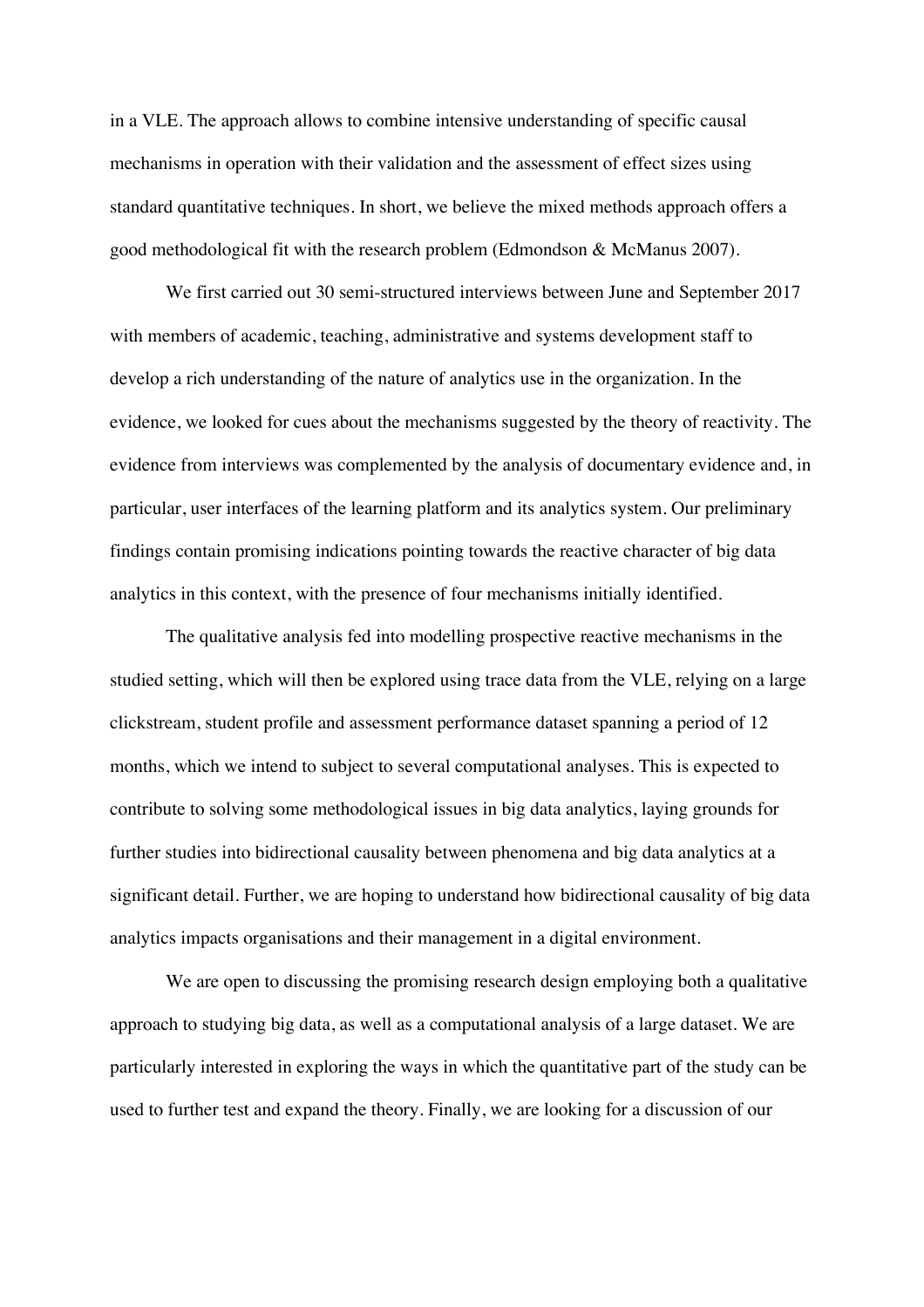in a VLE. The approach allows to combine intensive understanding of specific causal mechanisms in operation with their validation and the assessment of effect sizes using standard quantitative techniques. In short, we believe the mixed methods approach offers a good methodological fit with the research problem (Edmondson & McManus 2007).

We first carried out 30 semi-structured interviews between June and September 2017 with members of academic, teaching, administrative and systems development staff to develop a rich understanding of the nature of analytics use in the organization. In the evidence, we looked for cues about the mechanisms suggested by the theory of reactivity. The evidence from interviews was complemented by the analysis of documentary evidence and, in particular, user interfaces of the learning platform and its analytics system. Our preliminary findings contain promising indications pointing towards the reactive character of big data analytics in this context, with the presence of four mechanisms initially identified.

The qualitative analysis fed into modelling prospective reactive mechanisms in the studied setting, which will then be explored using trace data from the VLE, relying on a large clickstream, student profile and assessment performance dataset spanning a period of 12 months, which we intend to subject to several computational analyses. This is expected to contribute to solving some methodological issues in big data analytics, laying grounds for further studies into bidirectional causality between phenomena and big data analytics at a significant detail. Further, we are hoping to understand how bidirectional causality of big data analytics impacts organisations and their management in a digital environment.

We are open to discussing the promising research design employing both a qualitative approach to studying big data, as well as a computational analysis of a large dataset. We are particularly interested in exploring the ways in which the quantitative part of the study can be used to further test and expand the theory. Finally, we are looking for a discussion of our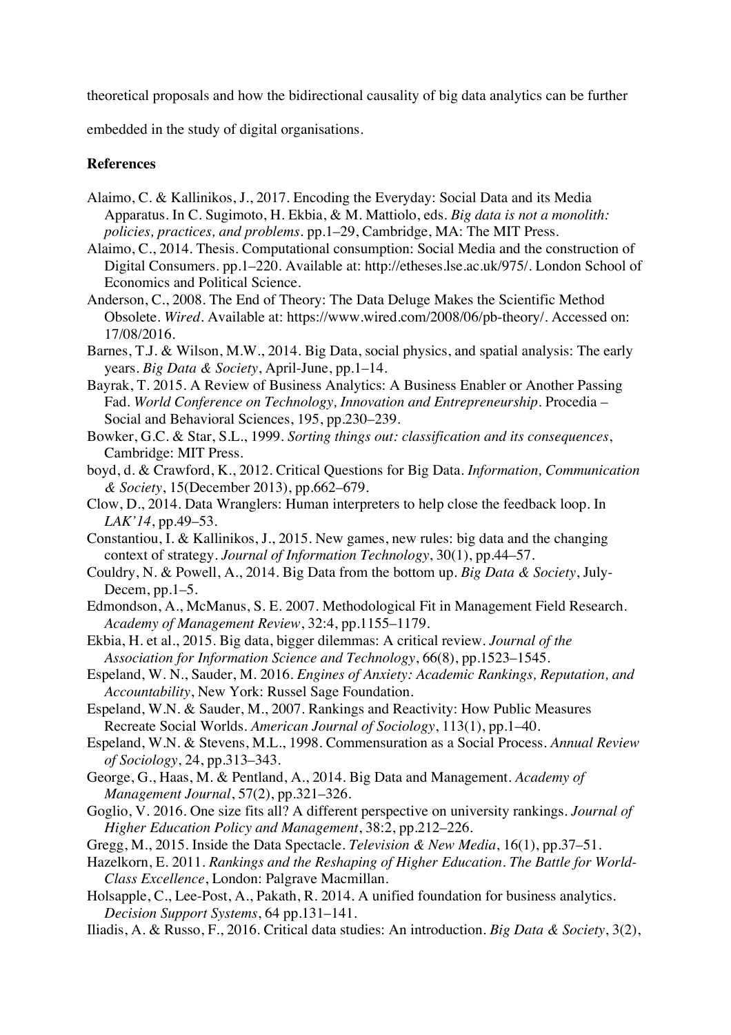theoretical proposals and how the bidirectional causality of big data analytics can be further embedded in the study of digital organisations.

**References**

Alaimo, C. & Kallinikos, J., 2017. Encoding the Everyday: Social Data and its Media Apparatus. In C. Sugimoto, H. Ekbia, & M. Mattiolo, eds. *Big data is not a monolith: policies, practices, and problems*. pp.1–29, Cambridge, MA: The MIT Press.

Alaimo, C., 2014. Thesis. Computational consumption: Social Media and the construction of Digital Consumers. pp.1–220. Available at: http://etheses.lse.ac.uk/975/. London School of Economics and Political Science.

Anderson, C., 2008. The End of Theory: The Data Deluge Makes the Scientific Method Obsolete. *Wired*. Available at: https://www.wired.com/2008/06/pb-theory/. Accessed on: 17/08/2016.

Barnes, T.J. & Wilson, M.W., 2014. Big Data, social physics, and spatial analysis: The early years. *Big Data & Society*, April-June, pp.1–14.

Bayrak, T. 2015. A Review of Business Analytics: A Business Enabler or Another Passing Fad. *World Conference on Technology, Innovation and Entrepreneurship*. Procedia – Social and Behavioral Sciences, 195, pp.230–239.

Bowker, G.C. & Star, S.L., 1999. *Sorting things out: classification and its consequences*, Cambridge: MIT Press.

boyd, d. & Crawford, K., 2012. Critical Questions for Big Data. *Information, Communication & Society*, 15(December 2013), pp.662–679.

Clow, D., 2014. Data Wranglers: Human interpreters to help close the feedback loop. In *LAK'14*, pp.49–53.

Constantiou, I. & Kallinikos, J., 2015. New games, new rules: big data and the changing context of strategy. *Journal of Information Technology*, 30(1), pp.44–57.

Couldry, N. & Powell, A., 2014. Big Data from the bottom up. *Big Data & Society*, July-Decem, pp.1–5.

Edmondson, A., McManus, S. E. 2007. Methodological Fit in Management Field Research. *Academy of Management Review*, 32:4, pp.1155–1179.

Ekbia, H. et al., 2015. Big data, bigger dilemmas: A critical review. *Journal of the Association for Information Science and Technology*, 66(8), pp.1523–1545.

Espeland, W. N., Sauder, M. 2016. *Engines of Anxiety: Academic Rankings, Reputation, and Accountability*, New York: Russel Sage Foundation.

Espeland, W.N. & Sauder, M., 2007. Rankings and Reactivity: How Public Measures Recreate Social Worlds. *American Journal of Sociology*, 113(1), pp.1–40.

Espeland, W.N. & Stevens, M.L., 1998. Commensuration as a Social Process. *Annual Review of Sociology*, 24, pp.313–343.

George, G., Haas, M. & Pentland, A., 2014. Big Data and Management. *Academy of Management Journal*, 57(2), pp.321–326.

Goglio, V. 2016. One size fits all? A different perspective on university rankings. *Journal of Higher Education Policy and Management*, 38:2, pp.212–226.

Gregg, M., 2015. Inside the Data Spectacle. *Television & New Media*, 16(1), pp.37–51.

Hazelkorn, E. 2011. *Rankings and the Reshaping of Higher Education. The Battle for World-Class Excellence*, London: Palgrave Macmillan.

Holsapple, C., Lee-Post, A., Pakath, R. 2014. A unified foundation for business analytics. *Decision Support Systems*, 64 pp.131–141.

Iliadis, A. & Russo, F., 2016. Critical data studies: An introduction. *Big Data & Society*, 3(2),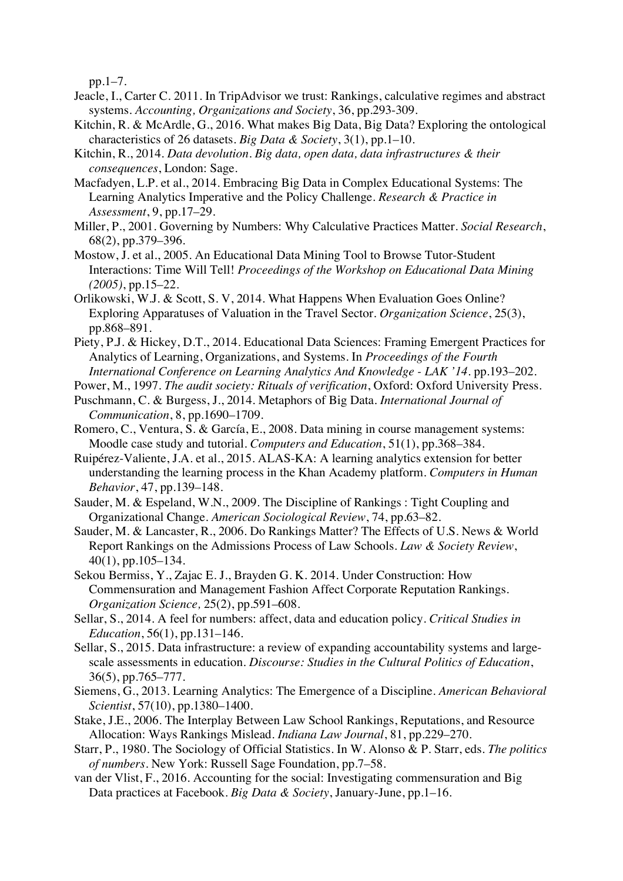pp.1–7.

Jeacle, I., Carter C. 2011. In TripAdvisor we trust: Rankings, calculative regimes and abstract systems. *Accounting, Organizations and Society*, 36, pp.293-309.

Kitchin, R. & McArdle, G., 2016. What makes Big Data, Big Data? Exploring the ontological characteristics of 26 datasets. *Big Data & Society*, 3(1), pp.1–10.

Kitchin, R., 2014. *Data devolution. Big data, open data, data infrastructures & their consequences*, London: Sage.

Macfadyen, L.P. et al., 2014. Embracing Big Data in Complex Educational Systems: The Learning Analytics Imperative and the Policy Challenge. *Research & Practice in Assessment*, 9, pp.17–29.

Miller, P., 2001. Governing by Numbers: Why Calculative Practices Matter. *Social Research*, 68(2), pp.379–396.

Mostow, J. et al., 2005. An Educational Data Mining Tool to Browse Tutor-Student Interactions: Time Will Tell! *Proceedings of the Workshop on Educational Data Mining (2005)*, pp.15–22.

Orlikowski, W.J. & Scott, S. V, 2014. What Happens When Evaluation Goes Online? Exploring Apparatuses of Valuation in the Travel Sector. *Organization Science*, 25(3), pp.868–891.

Piety, P.J. & Hickey, D.T., 2014. Educational Data Sciences: Framing Emergent Practices for Analytics of Learning, Organizations, and Systems. In *Proceedings of the Fourth International Conference on Learning Analytics And Knowledge - LAK '14*. pp.193–202.

Power, M., 1997. *The audit society: Rituals of verification*, Oxford: Oxford University Press.

Puschmann, C. & Burgess, J., 2014. Metaphors of Big Data. *International Journal of Communication*, 8, pp.1690–1709.

Romero, C., Ventura, S. & García, E., 2008. Data mining in course management systems: Moodle case study and tutorial. *Computers and Education*, 51(1), pp.368–384.

Ruipérez-Valiente, J.A. et al., 2015. ALAS-KA: A learning analytics extension for better understanding the learning process in the Khan Academy platform. *Computers in Human Behavior*, 47, pp.139–148.

Sauder, M. & Espeland, W.N., 2009. The Discipline of Rankings : Tight Coupling and Organizational Change. *American Sociological Review*, 74, pp.63–82.

Sauder, M. & Lancaster, R., 2006. Do Rankings Matter? The Effects of U.S. News & World Report Rankings on the Admissions Process of Law Schools. *Law & Society Review*, 40(1), pp.105–134.

Sekou Bermiss, Y., Zajac E. J., Brayden G. K. 2014. Under Construction: How Commensuration and Management Fashion Affect Corporate Reputation Rankings. *Organization Science,* 25(2), pp.591–608.

Sellar, S., 2014. A feel for numbers: affect, data and education policy. *Critical Studies in Education*, 56(1), pp.131–146.

Sellar, S., 2015. Data infrastructure: a review of expanding accountability systems and large-scale assessments in education. *Discourse: Studies in the Cultural Politics of Education*, 36(5), pp.765–777.

Siemens, G., 2013. Learning Analytics: The Emergence of a Discipline. *American Behavioral Scientist*, 57(10), pp.1380–1400.

Stake, J.E., 2006. The Interplay Between Law School Rankings, Reputations, and Resource Allocation: Ways Rankings Mislead. *Indiana Law Journal*, 81, pp.229–270.

Starr, P., 1980. The Sociology of Official Statistics. In W. Alonso & P. Starr, eds. *The politics of numbers*. New York: Russell Sage Foundation, pp.7–58.

van der Vlist, F., 2016. Accounting for the social: Investigating commensuration and Big Data practices at Facebook. *Big Data & Society*, January-June, pp.1–16.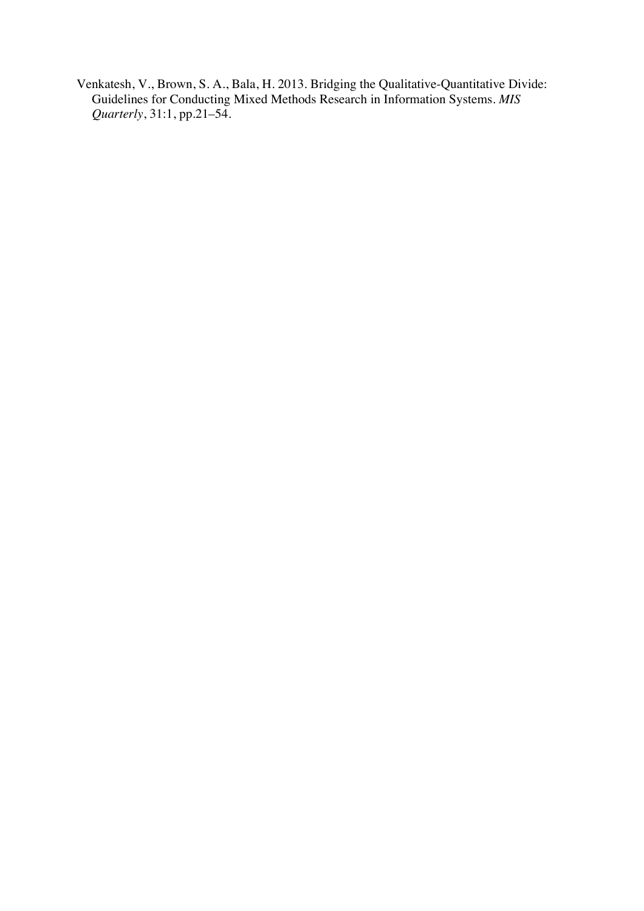Venkatesh, V., Brown, S. A., Bala, H. 2013. Bridging the Qualitative-Quantitative Divide: Guidelines for Conducting Mixed Methods Research in Information Systems. *MIS Quarterly*, 31:1, pp.21–54.